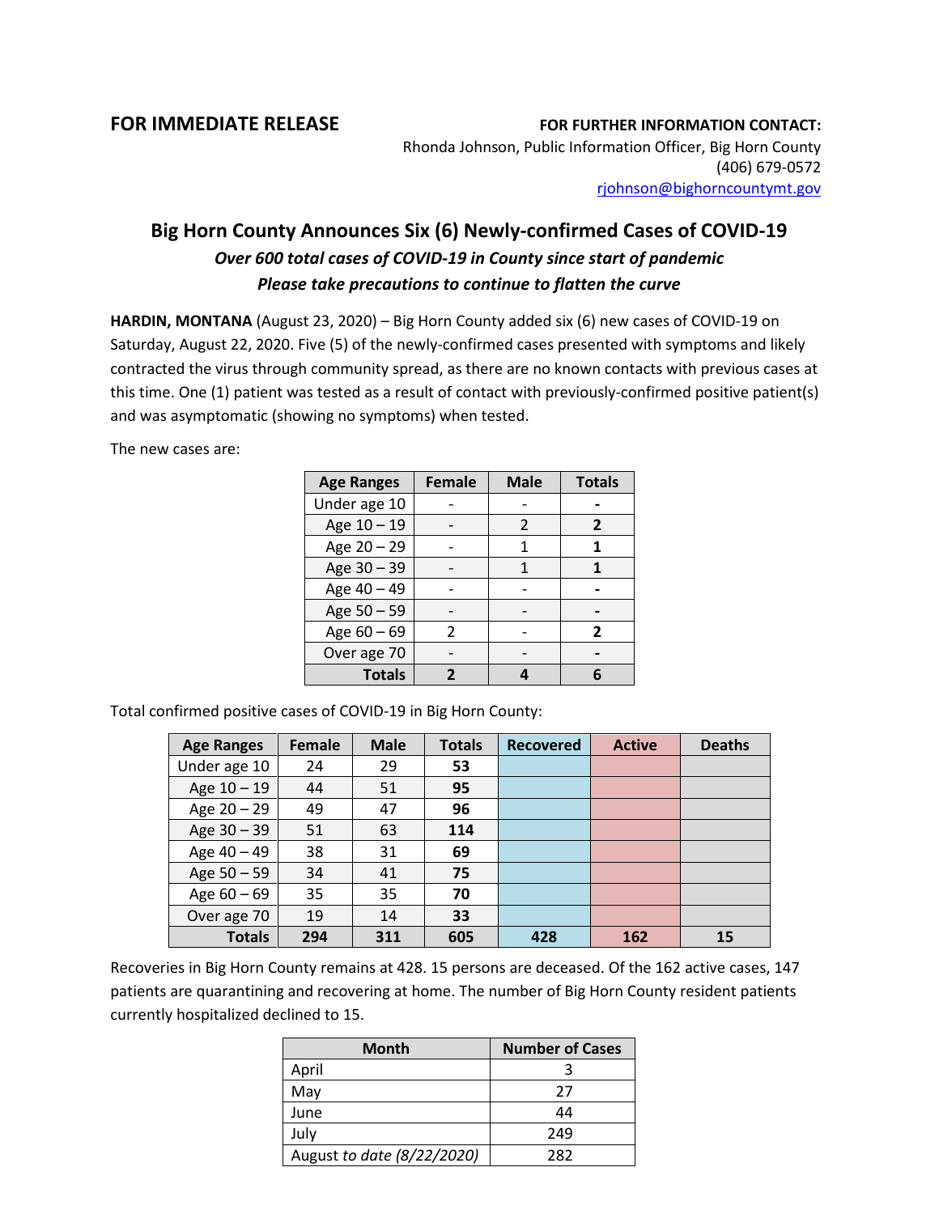**FOR IMMEDIATE RELEASE**

**FOR FURTHER INFORMATION CONTACT:**
Rhonda Johnson, Public Information Officer, Big Horn County
(406) 679-0572
rjohnson@bighorncountymt.gov

# Big Horn County Announces Six (6) Newly-confirmed Cases of COVID-19

***Over 600 total cases of COVID-19 in County since start of pandemic***

***Please take precautions to continue to flatten the curve***

**HARDIN, MONTANA** (August 23, 2020) – Big Horn County added six (6) new cases of COVID-19 on Saturday, August 22, 2020. Five (5) of the newly-confirmed cases presented with symptoms and likely contracted the virus through community spread, as there are no known contacts with previous cases at this time. One (1) patient was tested as a result of contact with previously-confirmed positive patient(s) and was asymptomatic (showing no symptoms) when tested.

The new cases are:

| Age Ranges | Female | Male | Totals |
|---|---|---|---|
| Under age 10 | - | - | **-** |
| Age 10 – 19 | - | 2 | **2** |
| Age 20 – 29 | - | 1 | **1** |
| Age 30 – 39 | - | 1 | **1** |
| Age 40 – 49 | - | - | **-** |
| Age 50 – 59 | - | - | **-** |
| Age 60 – 69 | 2 | - | **2** |
| Over age 70 | - | - | **-** |
| **Totals** | **2** | **4** | **6** |

Total confirmed positive cases of COVID-19 in Big Horn County:

| Age Ranges | Female | Male | Totals | Recovered | Active | Deaths |
|---|---|---|---|---|---|---|
| Under age 10 | 24 | 29 | **53** | | | |
| Age 10 – 19 | 44 | 51 | **95** | | | |
| Age 20 – 29 | 49 | 47 | **96** | | | |
| Age 30 – 39 | 51 | 63 | **114** | | | |
| Age 40 – 49 | 38 | 31 | **69** | | | |
| Age 50 – 59 | 34 | 41 | **75** | | | |
| Age 60 – 69 | 35 | 35 | **70** | | | |
| Over age 70 | 19 | 14 | **33** | | | |
| **Totals** | **294** | **311** | **605** | **428** | **162** | **15** |

Recoveries in Big Horn County remains at 428. 15 persons are deceased. Of the 162 active cases, 147 patients are quarantining and recovering at home. The number of Big Horn County resident patients currently hospitalized declined to 15.

| Month | Number of Cases |
|---|---|
| April | 3 |
| May | 27 |
| June | 44 |
| July | 249 |
| August *to date (8/22/2020)* | 282 |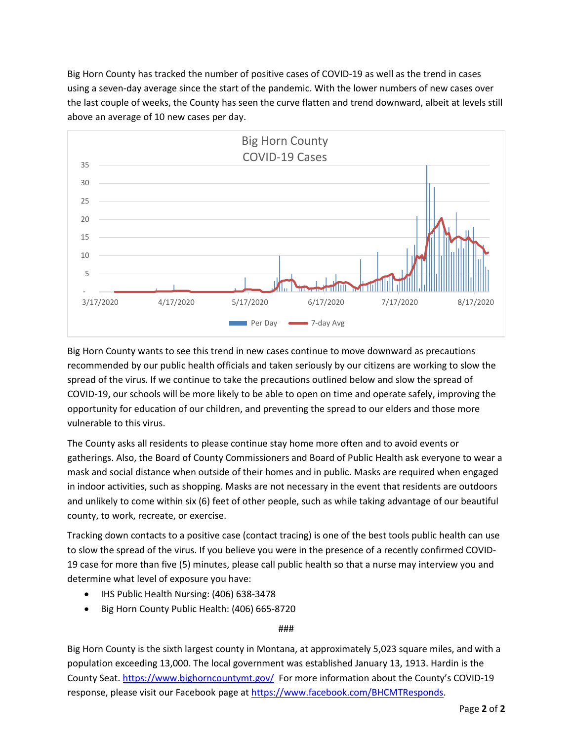Big Horn County has tracked the number of positive cases of COVID-19 as well as the trend in cases using a seven-day average since the start of the pandemic. With the lower numbers of new cases over the last couple of weeks, the County has seen the curve flatten and trend downward, albeit at levels still above an average of 10 new cases per day.

Big Horn County
COVID-19 Cases

35
30
25
20
15
10
5
-

3/17/2020
4/17/2020
5/17/2020
6/17/2020
7/17/2020
8/17/2020

Per Day
7-day Avg

Big Horn County wants to see this trend in new cases continue to move downward as precautions recommended by our public health officials and taken seriously by our citizens are working to slow the spread of the virus. If we continue to take the precautions outlined below and slow the spread of COVID-19, our schools will be more likely to be able to open on time and operate safely, improving the opportunity for education of our children, and preventing the spread to our elders and those more vulnerable to this virus.

The County asks all residents to please continue stay home more often and to avoid events or gatherings. Also, the Board of County Commissioners and Board of Public Health ask everyone to wear a mask and social distance when outside of their homes and in public. Masks are required when engaged in indoor activities, such as shopping. Masks are not necessary in the event that residents are outdoors and unlikely to come within six (6) feet of other people, such as while taking advantage of our beautiful county, to work, recreate, or exercise.

Tracking down contacts to a positive case (contact tracing) is one of the best tools public health can use to slow the spread of the virus. If you believe you were in the presence of a recently confirmed COVID-19 case for more than five (5) minutes, please call public health so that a nurse may interview you and determine what level of exposure you have:

- IHS Public Health Nursing: (406) 638-3478
- Big Horn County Public Health: (406) 665-8720

###

Big Horn County is the sixth largest county in Montana, at approximately 5,023 square miles, and with a population exceeding 13,000. The local government was established January 13, 1913. Hardin is the County Seat. https://www.bighorncountymt.gov/ For more information about the County's COVID-19 response, please visit our Facebook page at https://www.facebook.com/BHCMTResponds.